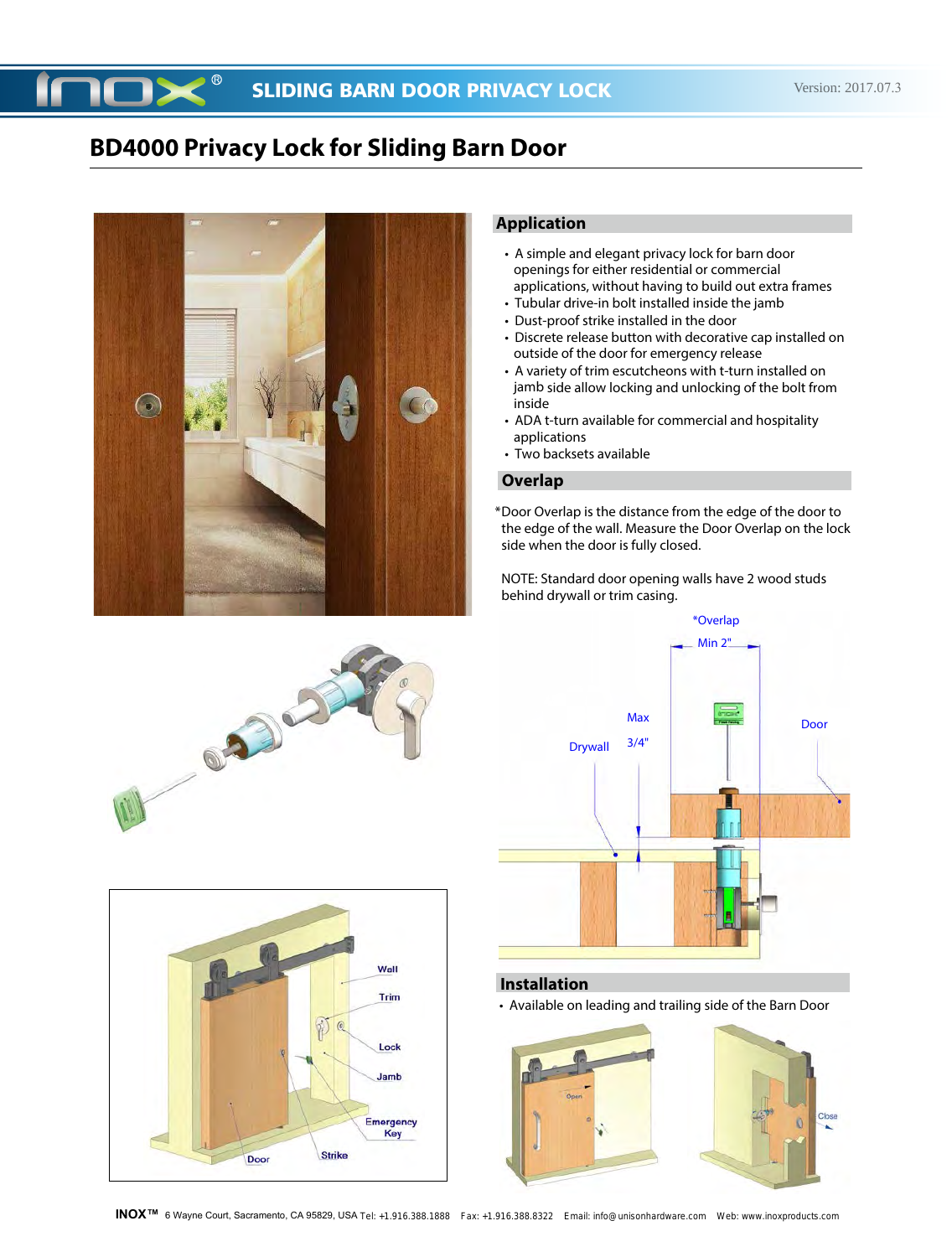# BD4000 Privacy Lock for Sliding Barn Door

## Application

- A simple and elegant privacy lock for barn door openings for either residential or commercial applications, without having to build out extra frames
- Tubular drive-in bolt installed inside the jamb
- Dust-proof strike installed in the door
- Discrete release button with decorative cap installed on outside of the door for emergency release
- A variety of trim escutcheons with t-turn installed on jamb side allow locking and unlocking of the bolt from inside
- ADA t-turn available for commercial and hospitality applications
- Two backsets available

## Overlap

*Door Overlap is the distance from the edge of the door to the edge of the wall. Measure the Door Overlap on the lock side when the door is fully closed.

NOTE: Standard door opening walls have 2 wood studs behind drywall or trim casing.

## Installation

- Available on leading and trailing side of the Barn Door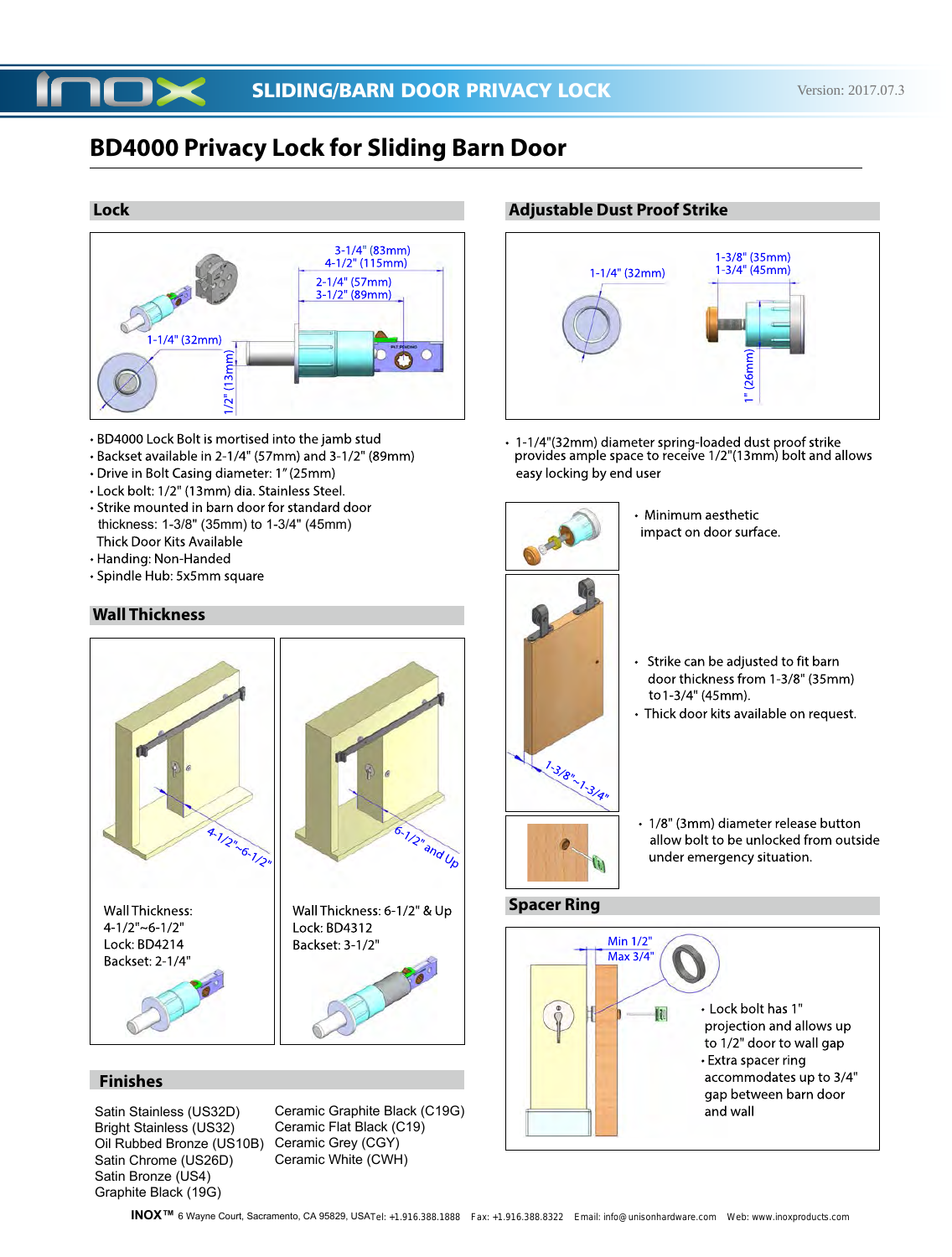# BD4000 Privacy Lock for Sliding Barn Door

## Lock

3-1/4" (83mm)
4-1/2" (115mm)
2-1/4" (57mm)
3-1/2" (89mm)
1-1/4" (32mm)
1/2" (13mm)

- BD4000 Lock Bolt is mortised into the jamb stud
- Backset available in 2-1/4" (57mm) and 3-1/2" (89mm)
- Drive in Bolt Casing diameter: 1" (25mm)
- Lock bolt: 1/2" (13mm) dia. Stainless Steel.
- Strike mounted in barn door for standard door thickness: 1-3/8" (35mm) to 1-3/4" (45mm)
  Thick Door Kits Available
- Handing: Non-Handed
- Spindle Hub: 5x5mm square

## Wall Thickness

4-1/2"~6-1/2"

Wall Thickness:
4-1/2"~6-1/2"
Lock: BD4214
Backset: 2-1/4"

6-1/2" and Up

Wall Thickness: 6-1/2" & Up
Lock: BD4312
Backset: 3-1/2"

## Finishes

Satin Stainless (US32D)
Bright Stainless (US32)
Oil Rubbed Bronze (US10B)
Satin Chrome (US26D)
Satin Bronze (US4)
Graphite Black (19G)
Ceramic Graphite Black (C19G)
Ceramic Flat Black (C19)
Ceramic Grey (CGY)
Ceramic White (CWH)

## Adjustable Dust Proof Strike

1-1/4" (32mm)
1-3/8" (35mm)
1-3/4" (45mm)
1" (26mm)

- 1-1/4"(32mm) diameter spring-loaded dust proof strike provides ample space to receive 1/2"(13mm) bolt and allows easy locking by end user

- Minimum aesthetic impact on door surface.

1-3/8"~1-3/4"

- Strike can be adjusted to fit barn door thickness from 1-3/8" (35mm) to 1-3/4" (45mm).
- Thick door kits available on request.

- 1/8" (3mm) diameter release button allow bolt to be unlocked from outside under emergency situation.

## Spacer Ring

Min 1/2"
Max 3/4"

- Lock bolt has 1" projection and allows up to 1/2" door to wall gap
- Extra spacer ring accommodates up to 3/4" gap between barn door and wall

**INOX™** 6 Wayne Court, Sacramento, CA 95829, USA Tel: +1.916.388.1888 Fax: +1.916.388.8322 Email: info@unisonhardware.com Web: www.inoxproducts.com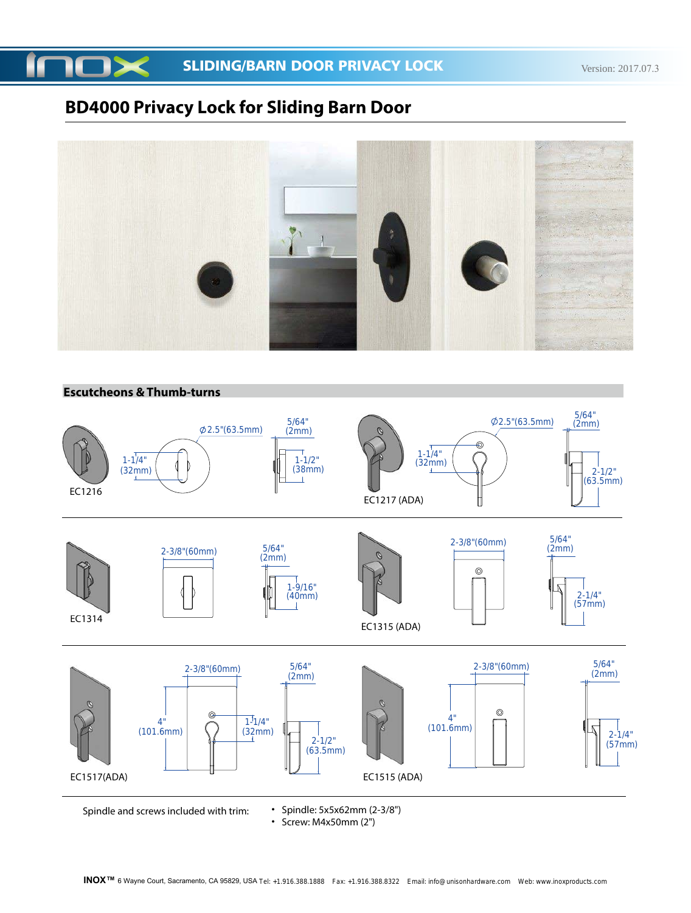# BD4000 Privacy Lock for Sliding Barn Door

## Escutcheons & Thumb-turns

EC1216

Ø2.5"(63.5mm)

1-1/4" (32mm)

5/64" (2mm)

1-1/2" (38mm)

EC1217 (ADA)

Ø2.5"(63.5mm)

1-1/4" (32mm)

5/64" (2mm)

2-1/2" (63.5mm)

EC1314

2-3/8"(60mm)

5/64" (2mm)

1-9/16" (40mm)

EC1315 (ADA)

2-3/8"(60mm)

5/64" (2mm)

2-1/4" (57mm)

EC1517(ADA)

2-3/8"(60mm)

4" (101.6mm)

1-1/4" (32mm)

5/64" (2mm)

2-1/2" (63.5mm)

EC1515 (ADA)

2-3/8"(60mm)

4" (101.6mm)

5/64" (2mm)

2-1/4" (57mm)

Spindle and screws included with trim:

- Spindle: 5x5x62mm (2-3/8")
- Screw: M4x50mm (2")

**INOX™** 6 Wayne Court, Sacramento, CA 95829, USA Tel: +1.916.388.1888 Fax: +1.916.388.8322 Email: info@unisonhardware.com Web: www.inoxproducts.com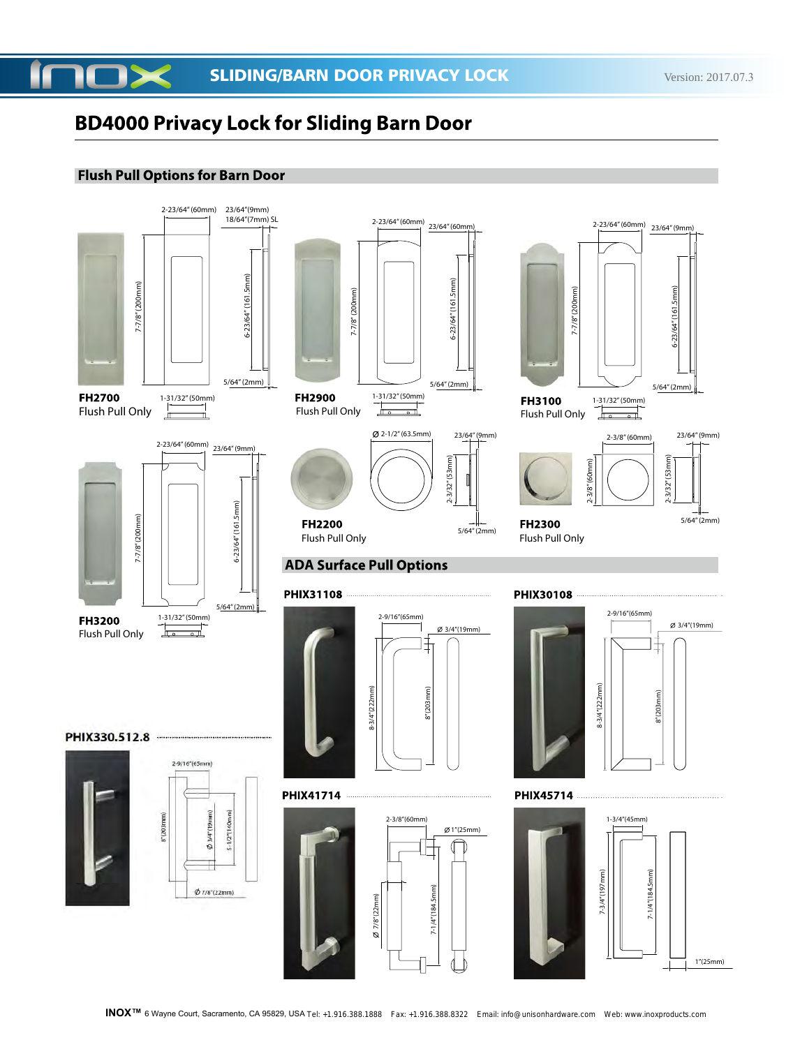# BD4000 Privacy Lock for Sliding Barn Door

## Flush Pull Options for Barn Door

**FH2700**
Flush Pull Only

2-23/64" (60mm)
23/64"(9mm)
18/64"(7mm) SL
7-7/8" (200mm)
6-23/64" (161.5mm)
5/64" (2mm)
1-31/32" (50mm)

**FH2900**
Flush Pull Only

2-23/64" (60mm)
23/64" (60mm)
7-7/8" (200mm)
6-23/64" (161.5mm)
5/64" (2mm)
1-31/32" (50mm)

**FH3100**
Flush Pull Only

2-23/64" (60mm)
23/64" (9mm)
7-7/8" (200mm)
6-23/64" (161.5mm)
5/64" (2mm)
1-31/32" (50mm)

**FH3200**
Flush Pull Only

2-23/64" (60mm)
23/64" (9mm)
7-7/8" (200mm)
6-23/64" (161.5mm)
5/64" (2mm)
1-31/32" (50mm)

**FH2200**
Flush Pull Only

Ø 2-1/2" (63.5mm)
23/64" (9mm)
2-3/32" (53mm)
5/64" (2mm)

**FH2300**
Flush Pull Only

2-3/8" (60mm)
23/64" (9mm)
2-3/8" (60mm)
2-3/32" (53mm)
5/64" (2mm)

## ADA Surface Pull Options

**PHIX31108**

2-9/16"(65mm)
Ø 3/4"(19mm)
8-3/4"(222mm)
8"(203mm)

**PHIX30108**

2-9/16"(65mm)
Ø 3/4"(19mm)
8-3/4"(222mm)
8"(203mm)

**PHIX330.512.8**

2-9/16"(65mm)
8"(203mm)
Ø 3/4"(19mm)
5-1/2"(140mm)
Ø 7/8"(22mm)

**PHIX41714**

2-3/8"(60mm)
Ø 1"(25mm)
Ø 7/8"(22mm)
7-1/4"(184.5mm)

**PHIX45714**

1-3/4"(45mm)
7-3/4"(197mm)
7-1/4"(184.5mm)
1"(25mm)

**INOX™** 6 Wayne Court, Sacramento, CA 95829, USA Tel: +1.916.388.1888 Fax: +1.916.388.8322 Email: info@unisonhardware.com Web: www.inoxproducts.com